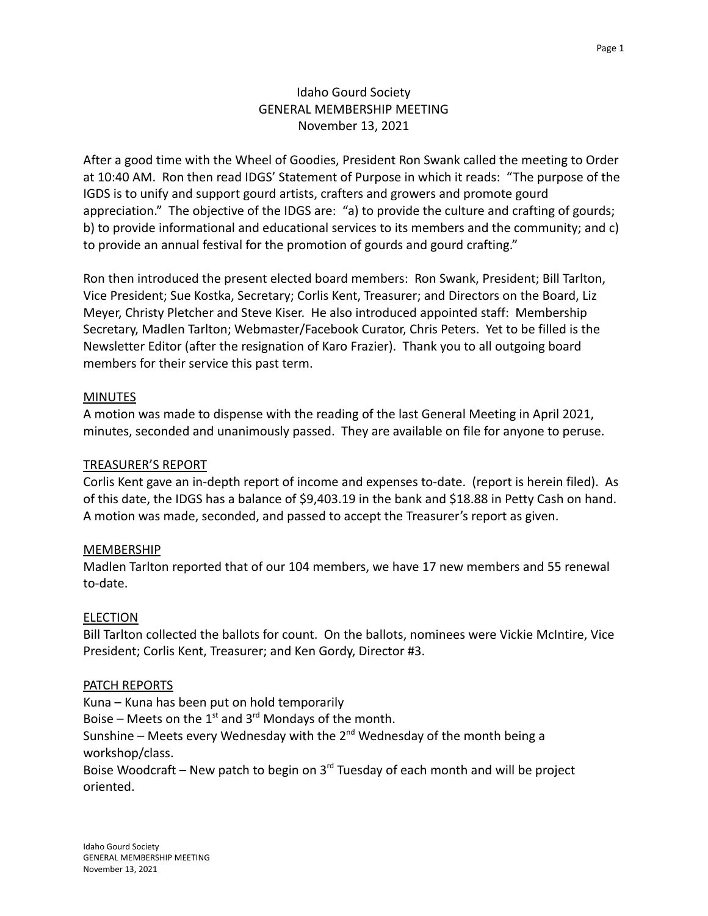# Idaho Gourd Society
## GENERAL MEMBERSHIP MEETING
### November 13, 2021

After a good time with the Wheel of Goodies, President Ron Swank called the meeting to Order at 10:40 AM. Ron then read IDGS' Statement of Purpose in which it reads: "The purpose of the IGDS is to unify and support gourd artists, crafters and growers and promote gourd appreciation." The objective of the IDGS are: "a) to provide the culture and crafting of gourds; b) to provide informational and educational services to its members and the community; and c) to provide an annual festival for the promotion of gourds and gourd crafting."

Ron then introduced the present elected board members: Ron Swank, President; Bill Tarlton, Vice President; Sue Kostka, Secretary; Corlis Kent, Treasurer; and Directors on the Board, Liz Meyer, Christy Pletcher and Steve Kiser. He also introduced appointed staff: Membership Secretary, Madlen Tarlton; Webmaster/Facebook Curator, Chris Peters. Yet to be filled is the Newsletter Editor (after the resignation of Karo Frazier). Thank you to all outgoing board members for their service this past term.

**MINUTES**

A motion was made to dispense with the reading of the last General Meeting in April 2021, minutes, seconded and unanimously passed. They are available on file for anyone to peruse.

**TREASURER'S REPORT**

Corlis Kent gave an in-depth report of income and expenses to-date. (report is herein filed). As of this date, the IDGS has a balance of $9,403.19 in the bank and $18.88 in Petty Cash on hand. A motion was made, seconded, and passed to accept the Treasurer's report as given.

**MEMBERSHIP**

Madlen Tarlton reported that of our 104 members, we have 17 new members and 55 renewal to-date.

**ELECTION**

Bill Tarlton collected the ballots for count. On the ballots, nominees were Vickie McIntire, Vice President; Corlis Kent, Treasurer; and Ken Gordy, Director #3.

**PATCH REPORTS**

Kuna – Kuna has been put on hold temporarily
Boise – Meets on the 1st and 3rd Mondays of the month.
Sunshine – Meets every Wednesday with the 2nd Wednesday of the month being a workshop/class.
Boise Woodcraft – New patch to begin on 3rd Tuesday of each month and will be project oriented.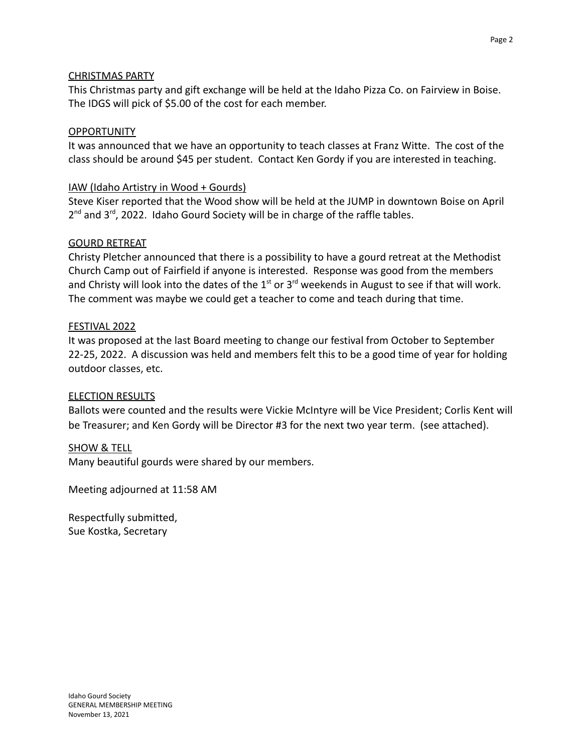## CHRISTMAS PARTY

This Christmas party and gift exchange will be held at the Idaho Pizza Co. on Fairview in Boise. The IDGS will pick of $5.00 of the cost for each member.

## OPPORTUNITY

It was announced that we have an opportunity to teach classes at Franz Witte. The cost of the class should be around $45 per student. Contact Ken Gordy if you are interested in teaching.

## IAW (Idaho Artistry in Wood + Gourds)

Steve Kiser reported that the Wood show will be held at the JUMP in downtown Boise on April 2nd and 3rd, 2022. Idaho Gourd Society will be in charge of the raffle tables.

## GOURD RETREAT

Christy Pletcher announced that there is a possibility to have a gourd retreat at the Methodist Church Camp out of Fairfield if anyone is interested. Response was good from the members and Christy will look into the dates of the 1st or 3rd weekends in August to see if that will work. The comment was maybe we could get a teacher to come and teach during that time.

## FESTIVAL 2022

It was proposed at the last Board meeting to change our festival from October to September 22-25, 2022. A discussion was held and members felt this to be a good time of year for holding outdoor classes, etc.

## ELECTION RESULTS

Ballots were counted and the results were Vickie McIntyre will be Vice President; Corlis Kent will be Treasurer; and Ken Gordy will be Director #3 for the next two year term. (see attached).

## SHOW & TELL

Many beautiful gourds were shared by our members.

Meeting adjourned at 11:58 AM

Respectfully submitted,
Sue Kostka, Secretary